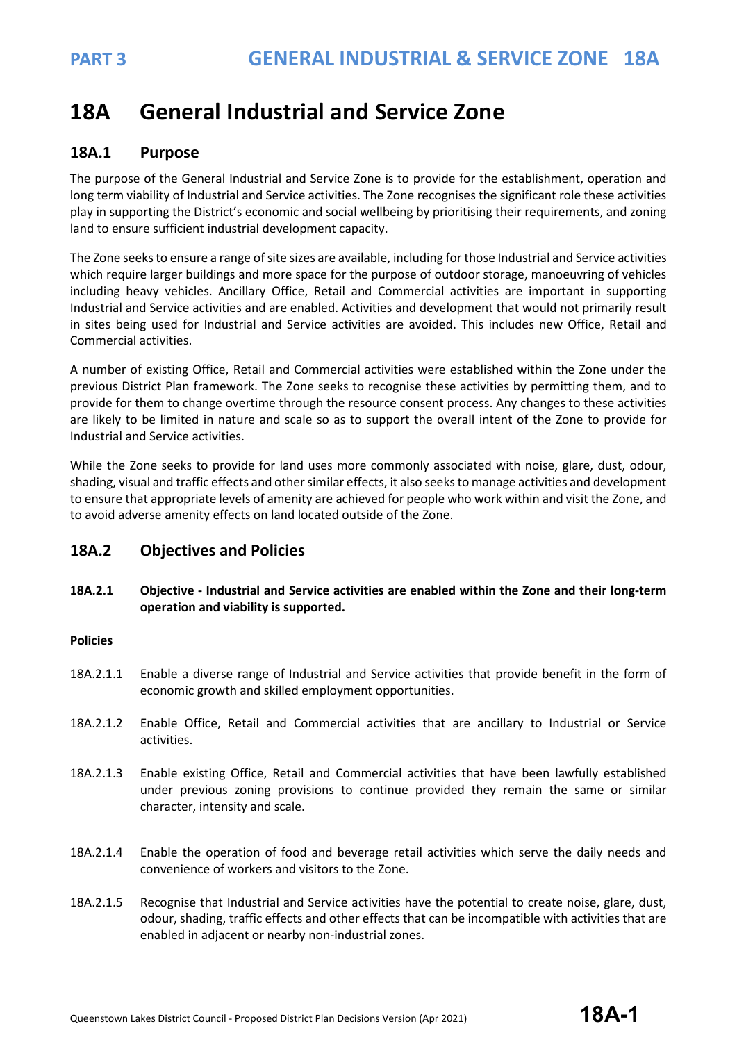# 18A General Industrial and Service Zone

## 18A.1 Purpose

The purpose of the General Industrial and Service Zone is to provide for the establishment, operation and long term viability of Industrial and Service activities. The Zone recognises the significant role these activities play in supporting the District's economic and social wellbeing by prioritising their requirements, and zoning land to ensure sufficient industrial development capacity.

The Zone seeks to ensure a range of site sizes are available, including for those Industrial and Service activities which require larger buildings and more space for the purpose of outdoor storage, manoeuvring of vehicles including heavy vehicles. Ancillary Office, Retail and Commercial activities are important in supporting Industrial and Service activities and are enabled. Activities and development that would not primarily result in sites being used for Industrial and Service activities are avoided. This includes new Office, Retail and Commercial activities.

A number of existing Office, Retail and Commercial activities were established within the Zone under the previous District Plan framework. The Zone seeks to recognise these activities by permitting them, and to provide for them to change overtime through the resource consent process. Any changes to these activities are likely to be limited in nature and scale so as to support the overall intent of the Zone to provide for Industrial and Service activities.

While the Zone seeks to provide for land uses more commonly associated with noise, glare, dust, odour, shading, visual and traffic effects and other similar effects, it also seeks to manage activities and development to ensure that appropriate levels of amenity are achieved for people who work within and visit the Zone, and to avoid adverse amenity effects on land located outside of the Zone.

## 18A.2 Objectives and Policies

**18A.2.1 Objective - Industrial and Service activities are enabled within the Zone and their long-term operation and viability is supported.**

**Policies**

18A.2.1.1 Enable a diverse range of Industrial and Service activities that provide benefit in the form of economic growth and skilled employment opportunities.

18A.2.1.2 Enable Office, Retail and Commercial activities that are ancillary to Industrial or Service activities.

18A.2.1.3 Enable existing Office, Retail and Commercial activities that have been lawfully established under previous zoning provisions to continue provided they remain the same or similar character, intensity and scale.

18A.2.1.4 Enable the operation of food and beverage retail activities which serve the daily needs and convenience of workers and visitors to the Zone.

18A.2.1.5 Recognise that Industrial and Service activities have the potential to create noise, glare, dust, odour, shading, traffic effects and other effects that can be incompatible with activities that are enabled in adjacent or nearby non-industrial zones.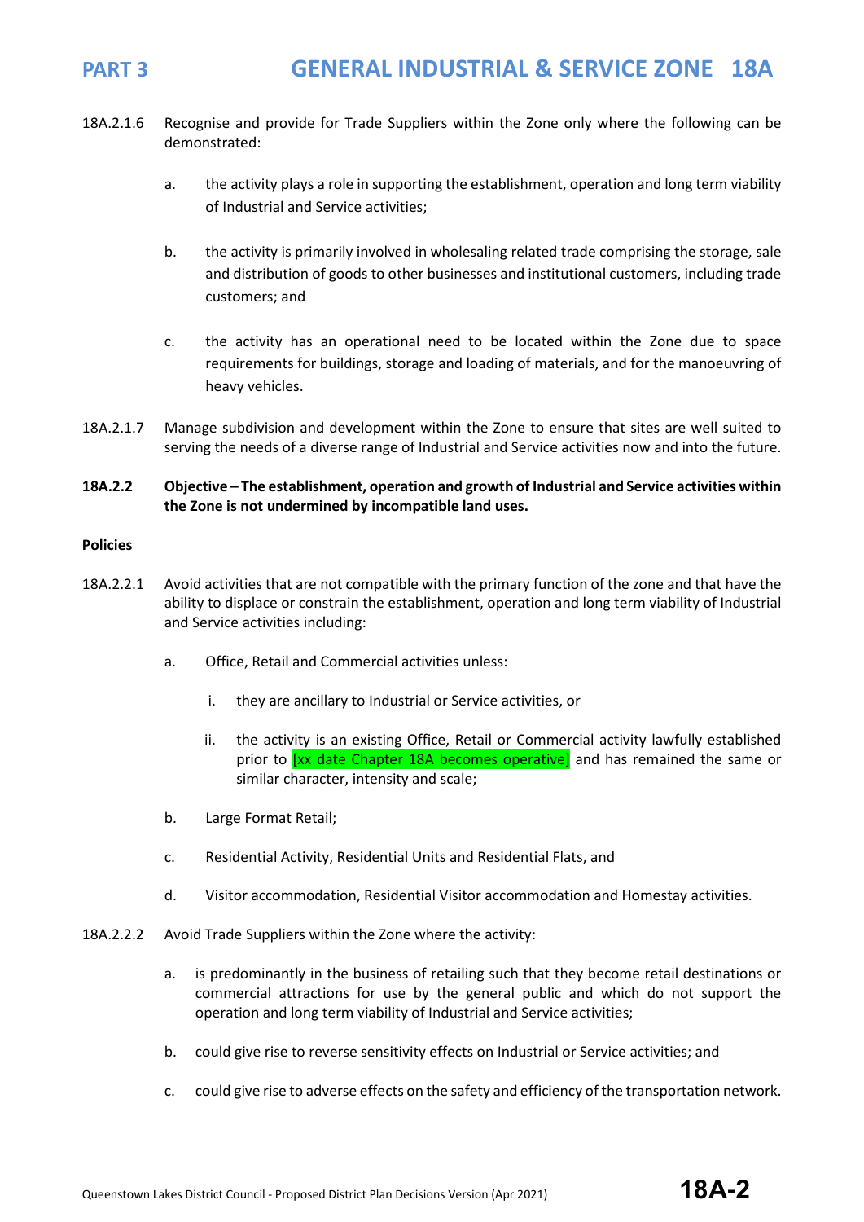18A.2.1.6 Recognise and provide for Trade Suppliers within the Zone only where the following can be demonstrated:

a. the activity plays a role in supporting the establishment, operation and long term viability of Industrial and Service activities;

b. the activity is primarily involved in wholesaling related trade comprising the storage, sale and distribution of goods to other businesses and institutional customers, including trade customers; and

c. the activity has an operational need to be located within the Zone due to space requirements for buildings, storage and loading of materials, and for the manoeuvring of heavy vehicles.

18A.2.1.7 Manage subdivision and development within the Zone to ensure that sites are well suited to serving the needs of a diverse range of Industrial and Service activities now and into the future.

**18A.2.2 Objective – The establishment, operation and growth of Industrial and Service activities within the Zone is not undermined by incompatible land uses.**

**Policies**

18A.2.2.1 Avoid activities that are not compatible with the primary function of the zone and that have the ability to displace or constrain the establishment, operation and long term viability of Industrial and Service activities including:

a. Office, Retail and Commercial activities unless:

  i. they are ancillary to Industrial or Service activities, or

  ii. the activity is an existing Office, Retail or Commercial activity lawfully established prior to [xx date Chapter 18A becomes operative] and has remained the same or similar character, intensity and scale;

b. Large Format Retail;

c. Residential Activity, Residential Units and Residential Flats, and

d. Visitor accommodation, Residential Visitor accommodation and Homestay activities.

18A.2.2.2 Avoid Trade Suppliers within the Zone where the activity:

a. is predominantly in the business of retailing such that they become retail destinations or commercial attractions for use by the general public and which do not support the operation and long term viability of Industrial and Service activities;

b. could give rise to reverse sensitivity effects on Industrial or Service activities; and

c. could give rise to adverse effects on the safety and efficiency of the transportation network.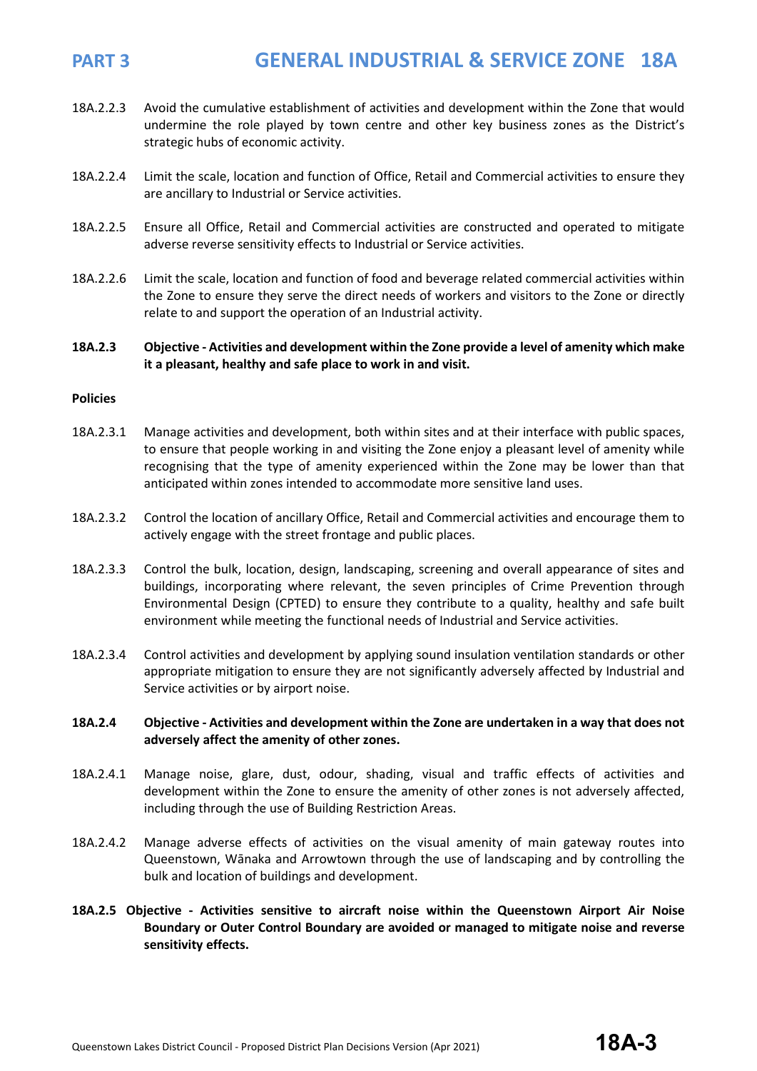18A.2.2.3 Avoid the cumulative establishment of activities and development within the Zone that would undermine the role played by town centre and other key business zones as the District's strategic hubs of economic activity.

18A.2.2.4 Limit the scale, location and function of Office, Retail and Commercial activities to ensure they are ancillary to Industrial or Service activities.

18A.2.2.5 Ensure all Office, Retail and Commercial activities are constructed and operated to mitigate adverse reverse sensitivity effects to Industrial or Service activities.

18A.2.2.6 Limit the scale, location and function of food and beverage related commercial activities within the Zone to ensure they serve the direct needs of workers and visitors to the Zone or directly relate to and support the operation of an Industrial activity.

**18A.2.3 Objective - Activities and development within the Zone provide a level of amenity which make it a pleasant, healthy and safe place to work in and visit.**

**Policies**

18A.2.3.1 Manage activities and development, both within sites and at their interface with public spaces, to ensure that people working in and visiting the Zone enjoy a pleasant level of amenity while recognising that the type of amenity experienced within the Zone may be lower than that anticipated within zones intended to accommodate more sensitive land uses.

18A.2.3.2 Control the location of ancillary Office, Retail and Commercial activities and encourage them to actively engage with the street frontage and public places.

18A.2.3.3 Control the bulk, location, design, landscaping, screening and overall appearance of sites and buildings, incorporating where relevant, the seven principles of Crime Prevention through Environmental Design (CPTED) to ensure they contribute to a quality, healthy and safe built environment while meeting the functional needs of Industrial and Service activities.

18A.2.3.4 Control activities and development by applying sound insulation ventilation standards or other appropriate mitigation to ensure they are not significantly adversely affected by Industrial and Service activities or by airport noise.

**18A.2.4 Objective - Activities and development within the Zone are undertaken in a way that does not adversely affect the amenity of other zones.**

18A.2.4.1 Manage noise, glare, dust, odour, shading, visual and traffic effects of activities and development within the Zone to ensure the amenity of other zones is not adversely affected, including through the use of Building Restriction Areas.

18A.2.4.2 Manage adverse effects of activities on the visual amenity of main gateway routes into Queenstown, Wānaka and Arrowtown through the use of landscaping and by controlling the bulk and location of buildings and development.

**18A.2.5 Objective - Activities sensitive to aircraft noise within the Queenstown Airport Air Noise Boundary or Outer Control Boundary are avoided or managed to mitigate noise and reverse sensitivity effects.**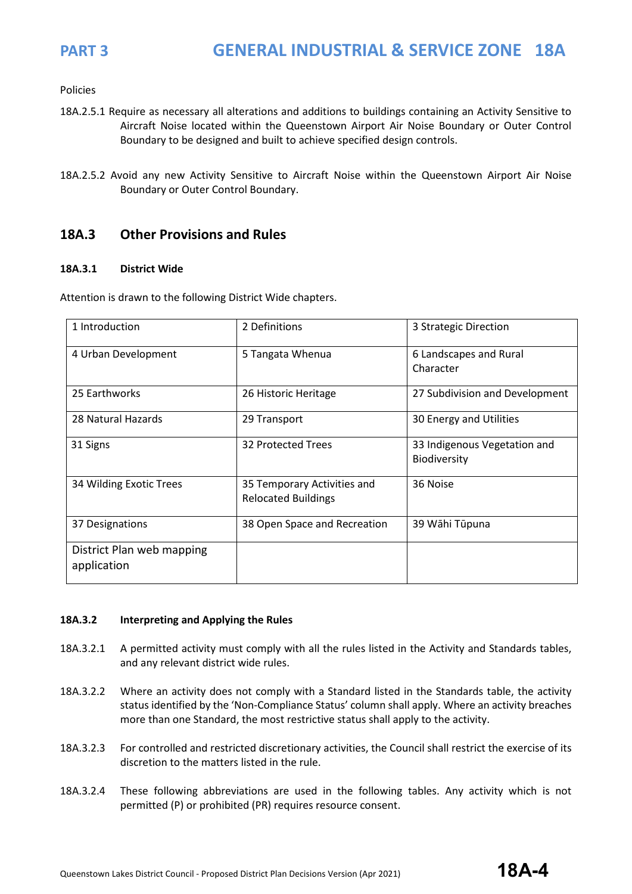Policies

18A.2.5.1 Require as necessary all alterations and additions to buildings containing an Activity Sensitive to Aircraft Noise located within the Queenstown Airport Air Noise Boundary or Outer Control Boundary to be designed and built to achieve specified design controls.

18A.2.5.2 Avoid any new Activity Sensitive to Aircraft Noise within the Queenstown Airport Air Noise Boundary or Outer Control Boundary.

## 18A.3 Other Provisions and Rules

### 18A.3.1 District Wide

Attention is drawn to the following District Wide chapters.

| 1 Introduction | 2 Definitions | 3 Strategic Direction |
|---|---|---|
| 4 Urban Development | 5 Tangata Whenua | 6 Landscapes and Rural Character |
| 25 Earthworks | 26 Historic Heritage | 27 Subdivision and Development |
| 28 Natural Hazards | 29 Transport | 30 Energy and Utilities |
| 31 Signs | 32 Protected Trees | 33 Indigenous Vegetation and Biodiversity |
| 34 Wilding Exotic Trees | 35 Temporary Activities and Relocated Buildings | 36 Noise |
| 37 Designations | 38 Open Space and Recreation | 39 Wāhi Tūpuna |
| District Plan web mapping application | | |

### 18A.3.2 Interpreting and Applying the Rules

18A.3.2.1 A permitted activity must comply with all the rules listed in the Activity and Standards tables, and any relevant district wide rules.

18A.3.2.2 Where an activity does not comply with a Standard listed in the Standards table, the activity status identified by the 'Non-Compliance Status' column shall apply. Where an activity breaches more than one Standard, the most restrictive status shall apply to the activity.

18A.3.2.3 For controlled and restricted discretionary activities, the Council shall restrict the exercise of its discretion to the matters listed in the rule.

18A.3.2.4 These following abbreviations are used in the following tables. Any activity which is not permitted (P) or prohibited (PR) requires resource consent.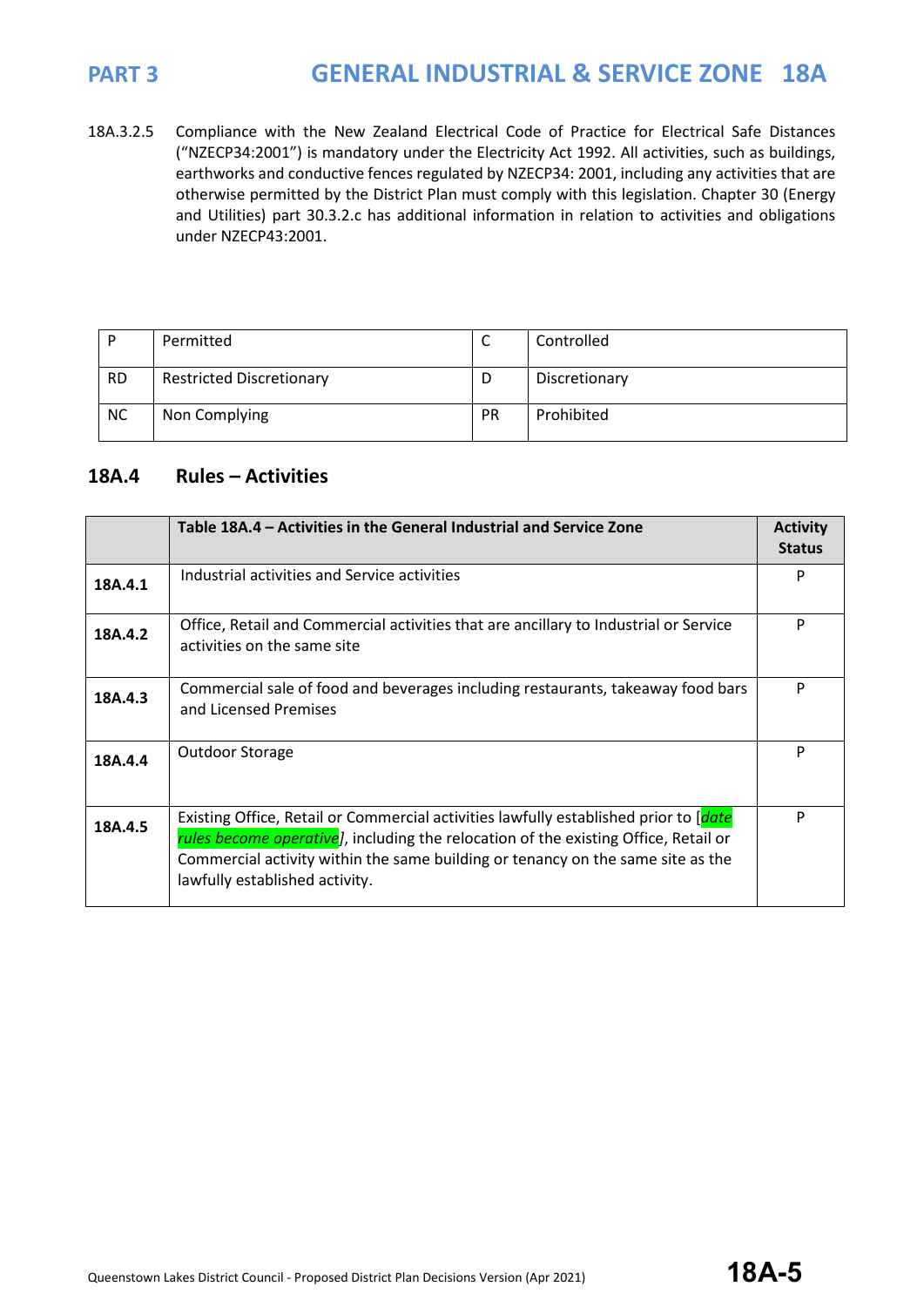18A.3.2.5 Compliance with the New Zealand Electrical Code of Practice for Electrical Safe Distances ("NZECP34:2001") is mandatory under the Electricity Act 1992. All activities, such as buildings, earthworks and conductive fences regulated by NZECP34: 2001, including any activities that are otherwise permitted by the District Plan must comply with this legislation. Chapter 30 (Energy and Utilities) part 30.3.2.c has additional information in relation to activities and obligations under NZECP43:2001.

| P | Permitted | C | Controlled |
|---|---|---|---|
| RD | Restricted Discretionary | D | Discretionary |
| NC | Non Complying | PR | Prohibited |

## 18A.4 Rules – Activities

| | **Table 18A.4 – Activities in the General Industrial and Service Zone** | **Activity Status** |
|---|---|---|
| **18A.4.1** | Industrial activities and Service activities | P |
| **18A.4.2** | Office, Retail and Commercial activities that are ancillary to Industrial or Service activities on the same site | P |
| **18A.4.3** | Commercial sale of food and beverages including restaurants, takeaway food bars and Licensed Premises | P |
| **18A.4.4** | Outdoor Storage | P |
| **18A.4.5** | Existing Office, Retail or Commercial activities lawfully established prior to [*date rules become operative*], including the relocation of the existing Office, Retail or Commercial activity within the same building or tenancy on the same site as the lawfully established activity. | P |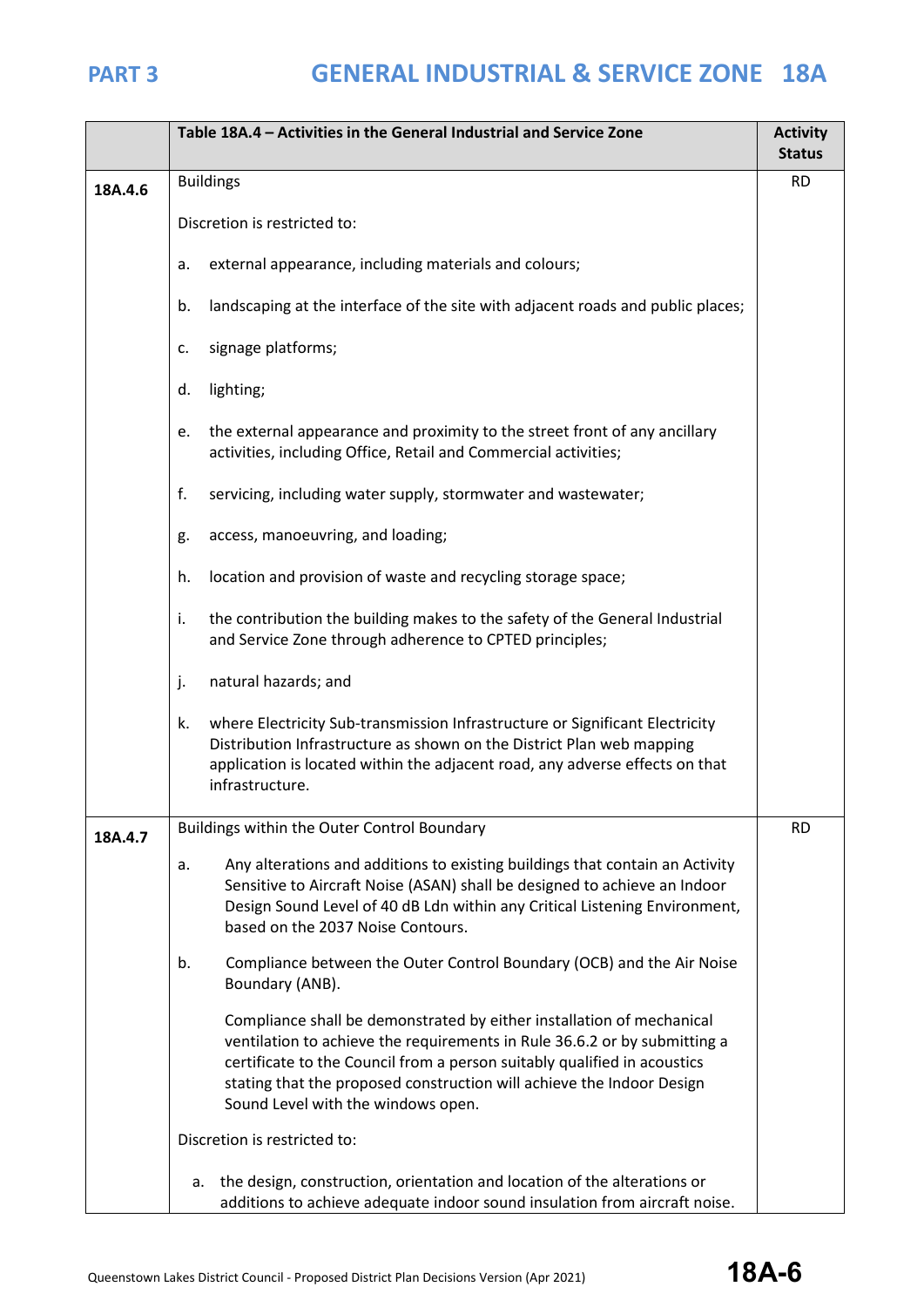| | Table 18A.4 – Activities in the General Industrial and Service Zone | Activity Status |
|---|---|---|
| 18A.4.6 | Buildings<br><br>Discretion is restricted to:<br><br>a. external appearance, including materials and colours;<br><br>b. landscaping at the interface of the site with adjacent roads and public places;<br><br>c. signage platforms;<br><br>d. lighting;<br><br>e. the external appearance and proximity to the street front of any ancillary activities, including Office, Retail and Commercial activities;<br><br>f. servicing, including water supply, stormwater and wastewater;<br><br>g. access, manoeuvring, and loading;<br><br>h. location and provision of waste and recycling storage space;<br><br>i. the contribution the building makes to the safety of the General Industrial and Service Zone through adherence to CPTED principles;<br><br>j. natural hazards; and<br><br>k. where Electricity Sub-transmission Infrastructure or Significant Electricity Distribution Infrastructure as shown on the District Plan web mapping application is located within the adjacent road, any adverse effects on that infrastructure. | RD |
| 18A.4.7 | Buildings within the Outer Control Boundary<br><br>a. Any alterations and additions to existing buildings that contain an Activity Sensitive to Aircraft Noise (ASAN) shall be designed to achieve an Indoor Design Sound Level of 40 dB Ldn within any Critical Listening Environment, based on the 2037 Noise Contours.<br><br>b. Compliance between the Outer Control Boundary (OCB) and the Air Noise Boundary (ANB).<br><br>Compliance shall be demonstrated by either installation of mechanical ventilation to achieve the requirements in Rule 36.6.2 or by submitting a certificate to the Council from a person suitably qualified in acoustics stating that the proposed construction will achieve the Indoor Design Sound Level with the windows open.<br><br>Discretion is restricted to:<br><br>a. the design, construction, orientation and location of the alterations or additions to achieve adequate indoor sound insulation from aircraft noise. | RD |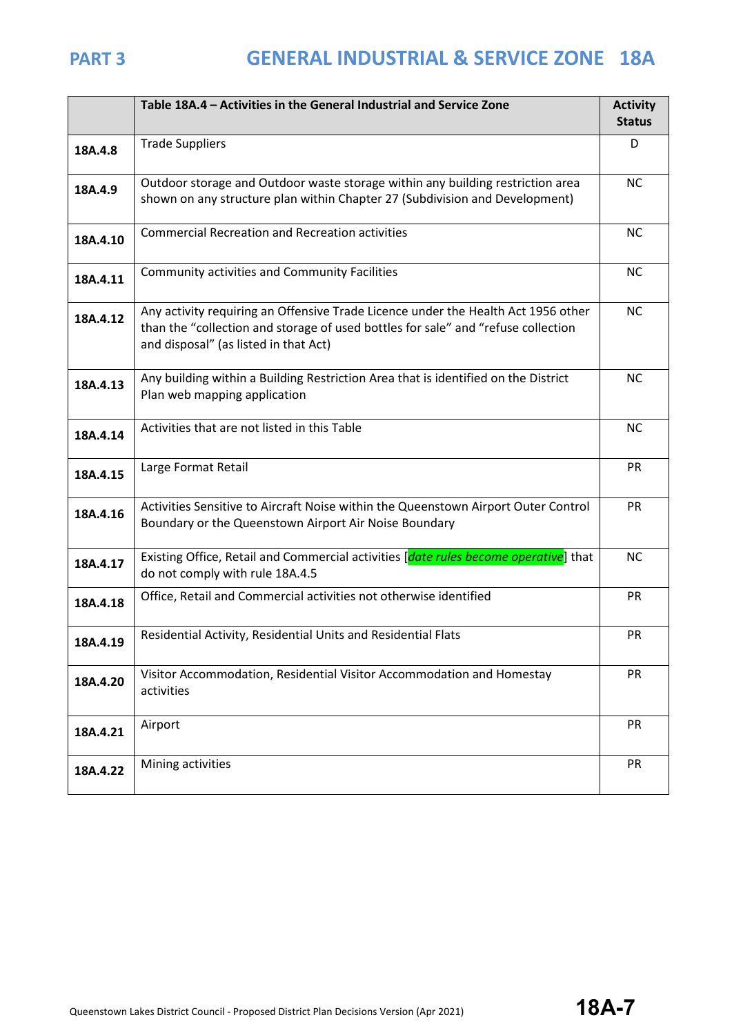|  | Table 18A.4 – Activities in the General Industrial and Service Zone | Activity Status |
|---|---|---|
| **18A.4.8** | Trade Suppliers | D |
| **18A.4.9** | Outdoor storage and Outdoor waste storage within any building restriction area shown on any structure plan within Chapter 27 (Subdivision and Development) | NC |
| **18A.4.10** | Commercial Recreation and Recreation activities | NC |
| **18A.4.11** | Community activities and Community Facilities | NC |
| **18A.4.12** | Any activity requiring an Offensive Trade Licence under the Health Act 1956 other than the "collection and storage of used bottles for sale" and "refuse collection and disposal" (as listed in that Act) | NC |
| **18A.4.13** | Any building within a Building Restriction Area that is identified on the District Plan web mapping application | NC |
| **18A.4.14** | Activities that are not listed in this Table | NC |
| **18A.4.15** | Large Format Retail | PR |
| **18A.4.16** | Activities Sensitive to Aircraft Noise within the Queenstown Airport Outer Control Boundary or the Queenstown Airport Air Noise Boundary | PR |
| **18A.4.17** | Existing Office, Retail and Commercial activities [*date rules become operative*] that do not comply with rule 18A.4.5 | NC |
| **18A.4.18** | Office, Retail and Commercial activities not otherwise identified | PR |
| **18A.4.19** | Residential Activity, Residential Units and Residential Flats | PR |
| **18A.4.20** | Visitor Accommodation, Residential Visitor Accommodation and Homestay activities | PR |
| **18A.4.21** | Airport | PR |
| **18A.4.22** | Mining activities | PR |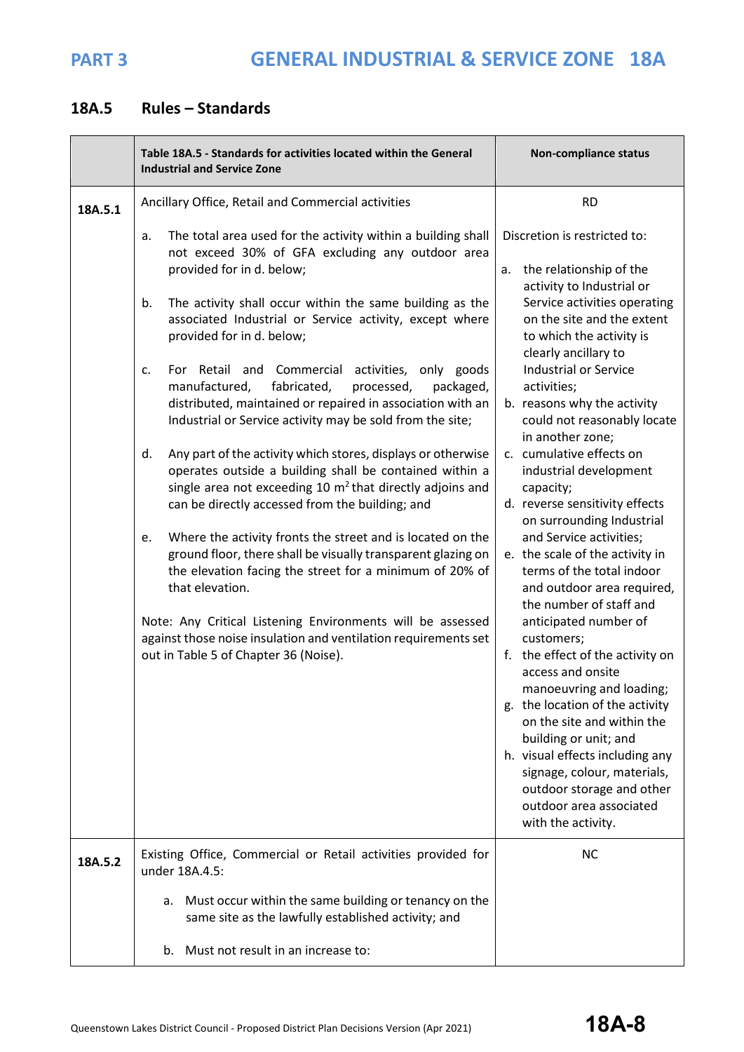## 18A.5 Rules – Standards

| | Table 18A.5 - Standards for activities located within the General Industrial and Service Zone | Non-compliance status |
|---|---|---|
| 18A.5.1 | Ancillary Office, Retail and Commercial activities<br><br>a. The total area used for the activity within a building shall not exceed 30% of GFA excluding any outdoor area provided for in d. below;<br><br>b. The activity shall occur within the same building as the associated Industrial or Service activity, except where provided for in d. below;<br><br>c. For Retail and Commercial activities, only goods manufactured, fabricated, processed, packaged, distributed, maintained or repaired in association with an Industrial or Service activity may be sold from the site;<br><br>d. Any part of the activity which stores, displays or otherwise operates outside a building shall be contained within a single area not exceeding 10 m$^2$ that directly adjoins and can be directly accessed from the building; and<br><br>e. Where the activity fronts the street and is located on the ground floor, there shall be visually transparent glazing on the elevation facing the street for a minimum of 20% of that elevation.<br><br>Note: Any Critical Listening Environments will be assessed against those noise insulation and ventilation requirements set out in Table 5 of Chapter 36 (Noise). | RD<br><br>Discretion is restricted to:<br><br>a. the relationship of the activity to Industrial or Service activities operating on the site and the extent to which the activity is clearly ancillary to Industrial or Service activities;<br>b. reasons why the activity could not reasonably locate in another zone;<br>c. cumulative effects on industrial development capacity;<br>d. reverse sensitivity effects on surrounding Industrial and Service activities;<br>e. the scale of the activity in terms of the total indoor and outdoor area required, the number of staff and anticipated number of customers;<br>f. the effect of the activity on access and onsite manoeuvring and loading;<br>g. the location of the activity on the site and within the building or unit; and<br>h. visual effects including any signage, colour, materials, outdoor storage and other outdoor area associated with the activity. |
| 18A.5.2 | Existing Office, Commercial or Retail activities provided for under 18A.4.5:<br><br>a. Must occur within the same building or tenancy on the same site as the lawfully established activity; and<br><br>b. Must not result in an increase to: | NC |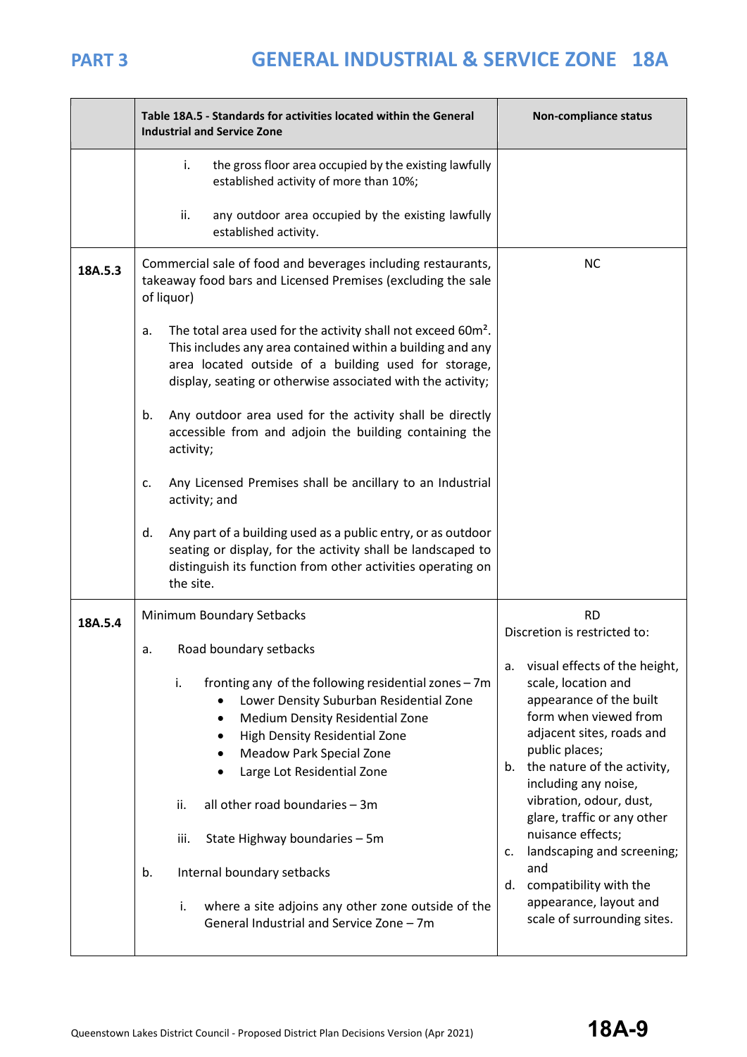| | Table 18A.5 - Standards for activities located within the General Industrial and Service Zone | Non-compliance status |
|---|---|---|
| | i. the gross floor area occupied by the existing lawfully established activity of more than 10%;<br><br>ii. any outdoor area occupied by the existing lawfully established activity. | |
| 18A.5.3 | Commercial sale of food and beverages including restaurants, takeaway food bars and Licensed Premises (excluding the sale of liquor)<br><br>a. The total area used for the activity shall not exceed 60m². This includes any area contained within a building and any area located outside of a building used for storage, display, seating or otherwise associated with the activity;<br><br>b. Any outdoor area used for the activity shall be directly accessible from and adjoin the building containing the activity;<br><br>c. Any Licensed Premises shall be ancillary to an Industrial activity; and<br><br>d. Any part of a building used as a public entry, or as outdoor seating or display, for the activity shall be landscaped to distinguish its function from other activities operating on the site. | NC |
| 18A.5.4 | Minimum Boundary Setbacks<br><br>a. Road boundary setbacks<br><br>i. fronting any of the following residential zones – 7m<br>• Lower Density Suburban Residential Zone<br>• Medium Density Residential Zone<br>• High Density Residential Zone<br>• Meadow Park Special Zone<br>• Large Lot Residential Zone<br><br>ii. all other road boundaries – 3m<br><br>iii. State Highway boundaries – 5m<br><br>b. Internal boundary setbacks<br><br>i. where a site adjoins any other zone outside of the General Industrial and Service Zone – 7m | RD<br>Discretion is restricted to:<br><br>a. visual effects of the height, scale, location and appearance of the built form when viewed from adjacent sites, roads and public places;<br>b. the nature of the activity, including any noise, vibration, odour, dust, glare, traffic or any other nuisance effects;<br>c. landscaping and screening; and<br>d. compatibility with the appearance, layout and scale of surrounding sites. |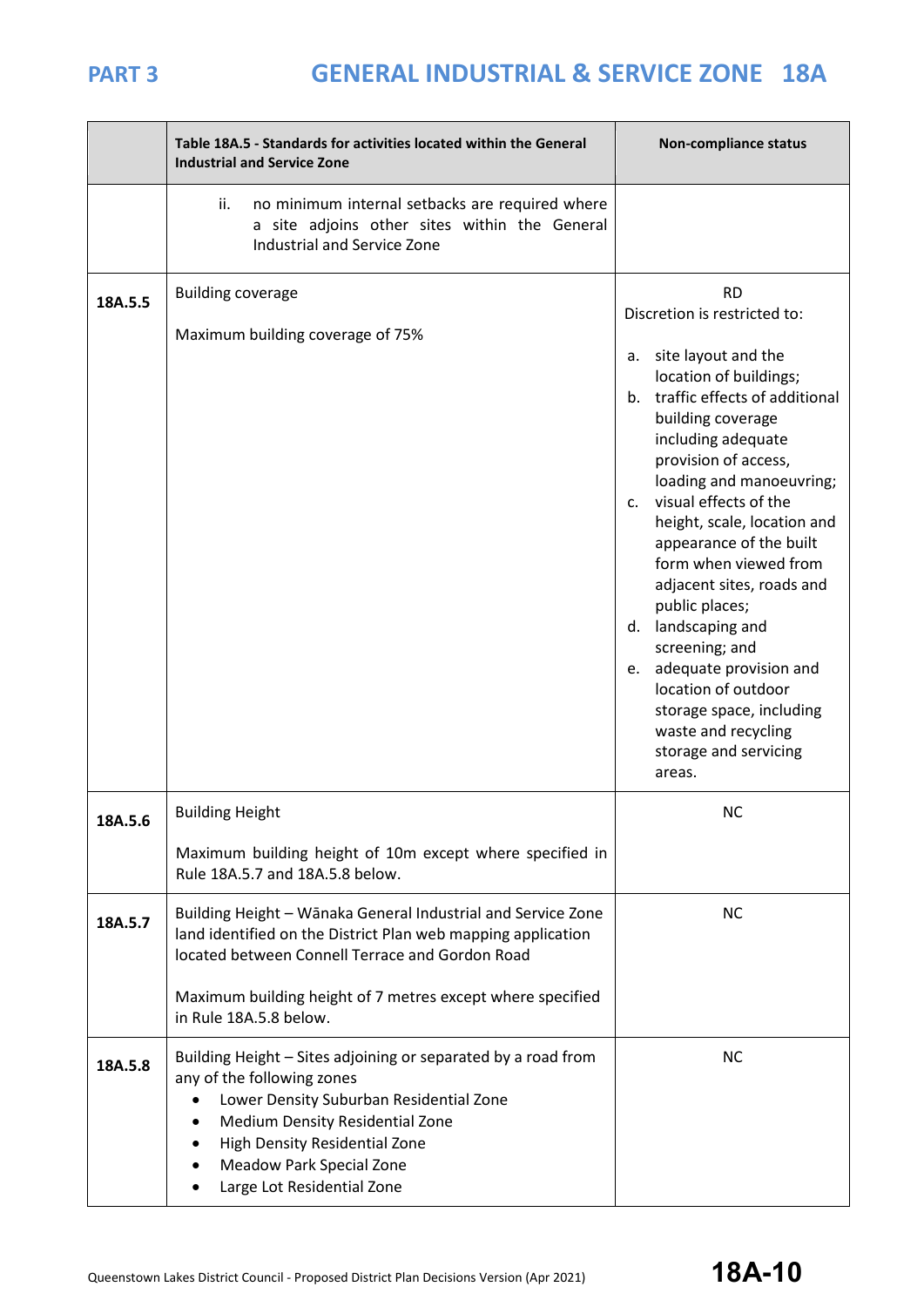| | Table 18A.5 - Standards for activities located within the General Industrial and Service Zone | Non-compliance status |
|---|---|---|
| | ii. no minimum internal setbacks are required where a site adjoins other sites within the General Industrial and Service Zone | |
| 18A.5.5 | Building coverage<br><br>Maximum building coverage of 75% | RD<br>Discretion is restricted to:<br><br>a. site layout and the location of buildings;<br>b. traffic effects of additional building coverage including adequate provision of access, loading and manoeuvring;<br>c. visual effects of the height, scale, location and appearance of the built form when viewed from adjacent sites, roads and public places;<br>d. landscaping and screening; and<br>e. adequate provision and location of outdoor storage space, including waste and recycling storage and servicing areas. |
| 18A.5.6 | Building Height<br><br>Maximum building height of 10m except where specified in Rule 18A.5.7 and 18A.5.8 below. | NC |
| 18A.5.7 | Building Height – Wānaka General Industrial and Service Zone land identified on the District Plan web mapping application located between Connell Terrace and Gordon Road<br><br>Maximum building height of 7 metres except where specified in Rule 18A.5.8 below. | NC |
| 18A.5.8 | Building Height – Sites adjoining or separated by a road from any of the following zones<br>• Lower Density Suburban Residential Zone<br>• Medium Density Residential Zone<br>• High Density Residential Zone<br>• Meadow Park Special Zone<br>• Large Lot Residential Zone | NC |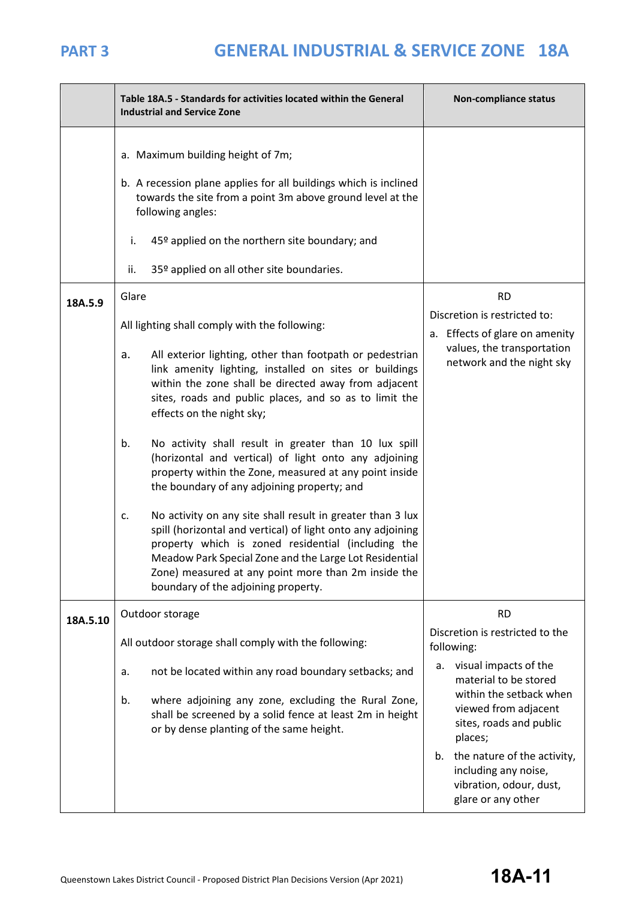| | Table 18A.5 - Standards for activities located within the General Industrial and Service Zone | Non-compliance status |
|---|---|---|
| | a. Maximum building height of 7m;<br><br>b. A recession plane applies for all buildings which is inclined towards the site from a point 3m above ground level at the following angles:<br><br>i. 45º applied on the northern site boundary; and<br><br>ii. 35º applied on all other site boundaries. | |
| 18A.5.9 | Glare<br><br>All lighting shall comply with the following:<br><br>a. All exterior lighting, other than footpath or pedestrian link amenity lighting, installed on sites or buildings within the zone shall be directed away from adjacent sites, roads and public places, and so as to limit the effects on the night sky;<br><br>b. No activity shall result in greater than 10 lux spill (horizontal and vertical) of light onto any adjoining property within the Zone, measured at any point inside the boundary of any adjoining property; and<br><br>c. No activity on any site shall result in greater than 3 lux spill (horizontal and vertical) of light onto any adjoining property which is zoned residential (including the Meadow Park Special Zone and the Large Lot Residential Zone) measured at any point more than 2m inside the boundary of the adjoining property. | RD<br><br>Discretion is restricted to:<br><br>a. Effects of glare on amenity values, the transportation network and the night sky |
| 18A.5.10 | Outdoor storage<br><br>All outdoor storage shall comply with the following:<br><br>a. not be located within any road boundary setbacks; and<br><br>b. where adjoining any zone, excluding the Rural Zone, shall be screened by a solid fence at least 2m in height or by dense planting of the same height. | RD<br><br>Discretion is restricted to the following:<br><br>a. visual impacts of the material to be stored within the setback when viewed from adjacent sites, roads and public places;<br><br>b. the nature of the activity, including any noise, vibration, odour, dust, glare or any other |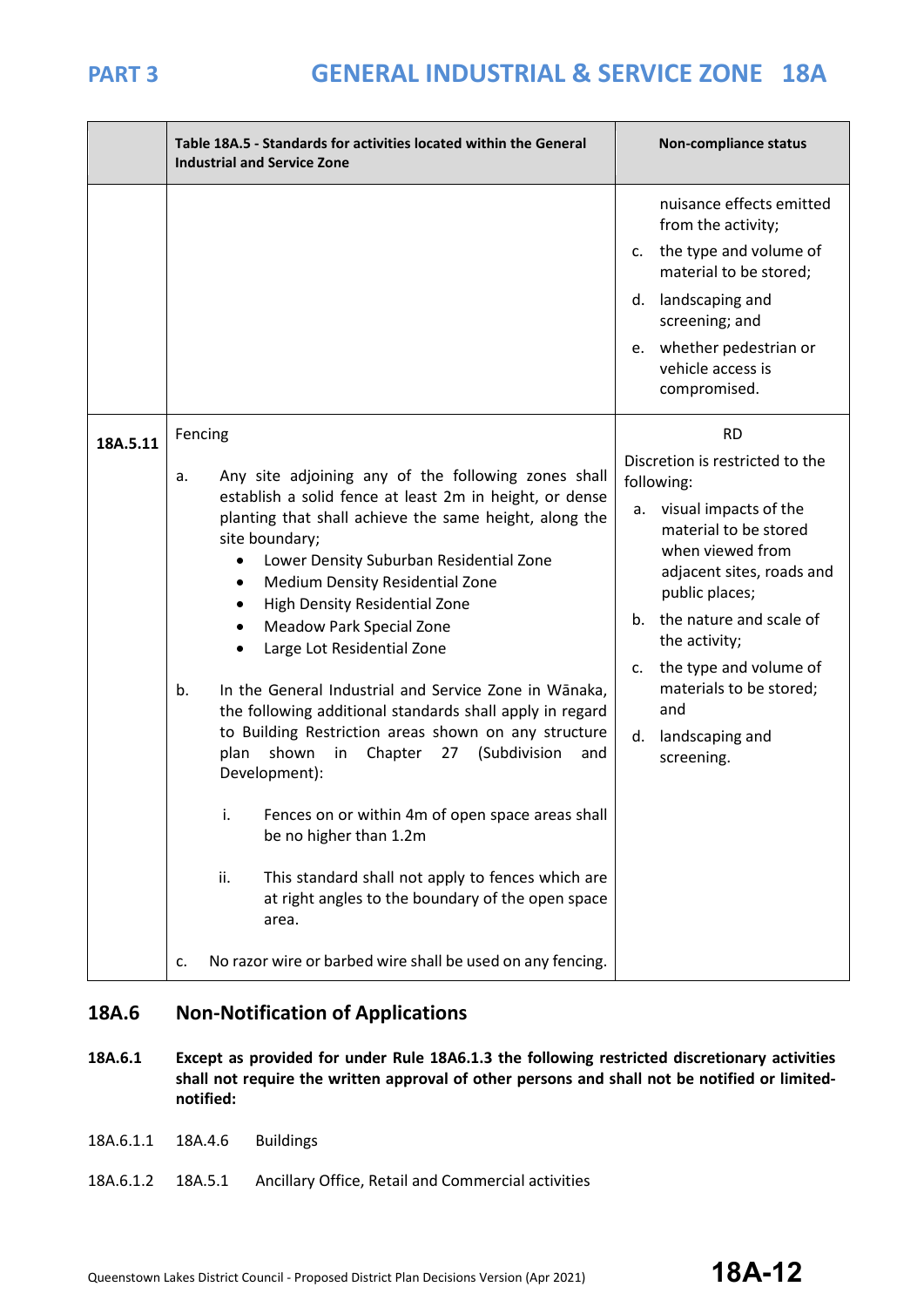| | Table 18A.5 - Standards for activities located within the General Industrial and Service Zone | Non-compliance status |
|---|---|---|
| | | nuisance effects emitted from the activity;<br>c. the type and volume of material to be stored;<br>d. landscaping and screening; and<br>e. whether pedestrian or vehicle access is compromised. |
| **18A.5.11** | Fencing<br><br>a. Any site adjoining any of the following zones shall establish a solid fence at least 2m in height, or dense planting that shall achieve the same height, along the site boundary;<br>• Lower Density Suburban Residential Zone<br>• Medium Density Residential Zone<br>• High Density Residential Zone<br>• Meadow Park Special Zone<br>• Large Lot Residential Zone<br><br>b. In the General Industrial and Service Zone in Wānaka, the following additional standards shall apply in regard to Building Restriction areas shown on any structure plan shown in Chapter 27 (Subdivision and Development):<br><br>i. Fences on or within 4m of open space areas shall be no higher than 1.2m<br><br>ii. This standard shall not apply to fences which are at right angles to the boundary of the open space area.<br><br>c. No razor wire or barbed wire shall be used on any fencing. | RD<br>Discretion is restricted to the following:<br>a. visual impacts of the material to be stored when viewed from adjacent sites, roads and public places;<br>b. the nature and scale of the activity;<br>c. the type and volume of materials to be stored; and<br>d. landscaping and screening. |

## 18A.6 Non-Notification of Applications

**18A.6.1 Except as provided for under Rule 18A6.1.3 the following restricted discretionary activities shall not require the written approval of other persons and shall not be notified or limited-notified:**

18A.6.1.1 18A.4.6 Buildings

18A.6.1.2 18A.5.1 Ancillary Office, Retail and Commercial activities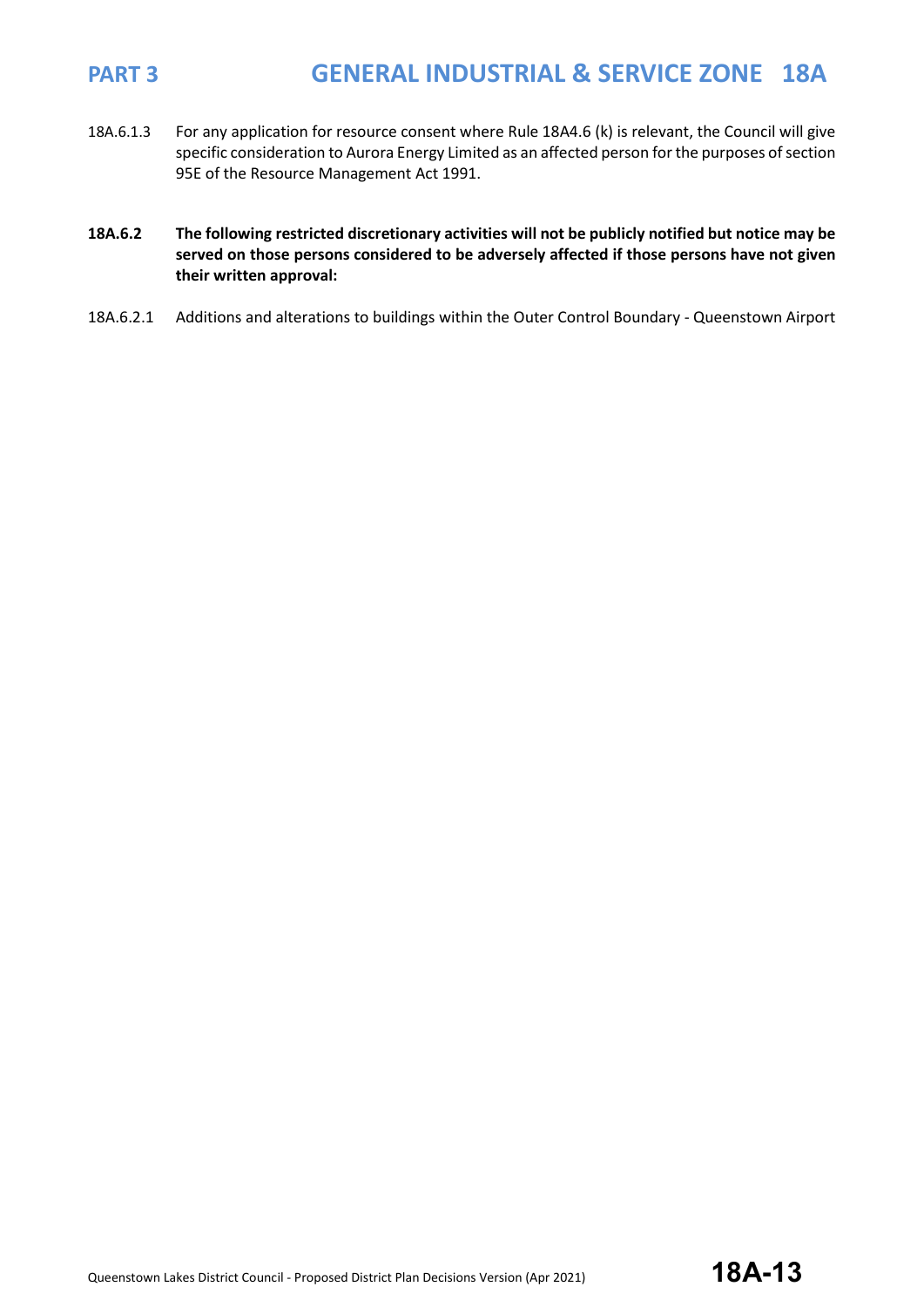18A.6.1.3 For any application for resource consent where Rule 18A4.6 (k) is relevant, the Council will give specific consideration to Aurora Energy Limited as an affected person for the purposes of section 95E of the Resource Management Act 1991.

**18A.6.2 The following restricted discretionary activities will not be publicly notified but notice may be served on those persons considered to be adversely affected if those persons have not given their written approval:**

18A.6.2.1 Additions and alterations to buildings within the Outer Control Boundary - Queenstown Airport